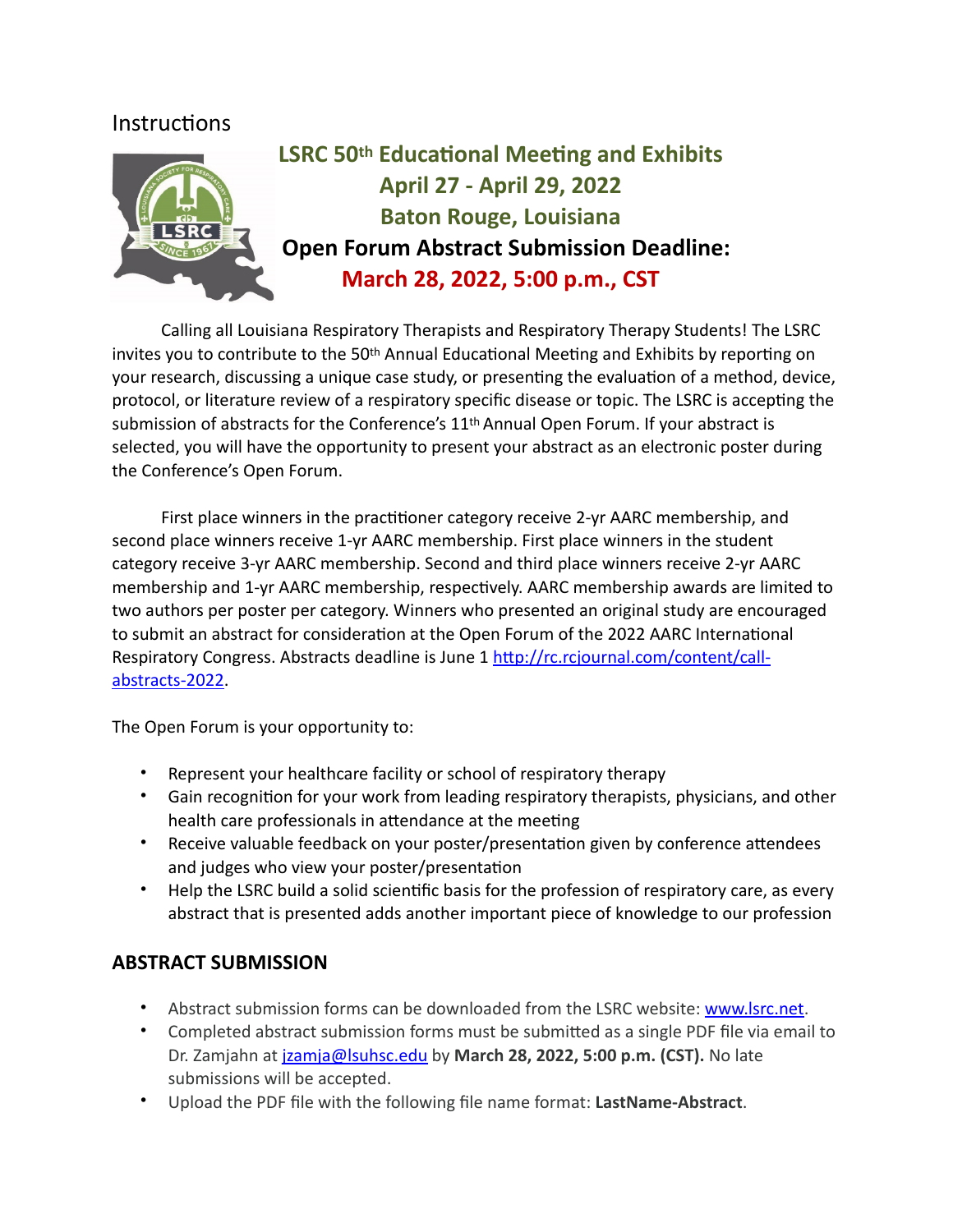Instructions

# LSRC 50th Educational Meeting and Exhibits

## April 27 - April 29, 2022

## Baton Rouge, Louisiana

## Open Forum Abstract Submission Deadline:

## March 28, 2022, 5:00 p.m., CST

Calling all Louisiana Respiratory Therapists and Respiratory Therapy Students! The LSRC invites you to contribute to the 50th Annual Educational Meeting and Exhibits by reporting on your research, discussing a unique case study, or presenting the evaluation of a method, device, protocol, or literature review of a respiratory specific disease or topic. The LSRC is accepting the submission of abstracts for the Conference's 11th Annual Open Forum. If your abstract is selected, you will have the opportunity to present your abstract as an electronic poster during the Conference's Open Forum.

First place winners in the practitioner category receive 2-yr AARC membership, and second place winners receive 1-yr AARC membership. First place winners in the student category receive 3-yr AARC membership. Second and third place winners receive 2-yr AARC membership and 1-yr AARC membership, respectively. AARC membership awards are limited to two authors per poster per category. Winners who presented an original study are encouraged to submit an abstract for consideration at the Open Forum of the 2022 AARC International Respiratory Congress. Abstracts deadline is June 1 http://rc.rcjournal.com/content/call-abstracts-2022.

The Open Forum is your opportunity to:

- Represent your healthcare facility or school of respiratory therapy
- Gain recognition for your work from leading respiratory therapists, physicians, and other health care professionals in attendance at the meeting
- Receive valuable feedback on your poster/presentation given by conference attendees and judges who view your poster/presentation
- Help the LSRC build a solid scientific basis for the profession of respiratory care, as every abstract that is presented adds another important piece of knowledge to our profession

## ABSTRACT SUBMISSION

- Abstract submission forms can be downloaded from the LSRC website: www.lsrc.net.
- Completed abstract submission forms must be submitted as a single PDF file via email to Dr. Zamjahn at jzamja@lsuhsc.edu by **March 28, 2022, 5:00 p.m. (CST).** No late submissions will be accepted.
- Upload the PDF file with the following file name format: **LastName-Abstract**.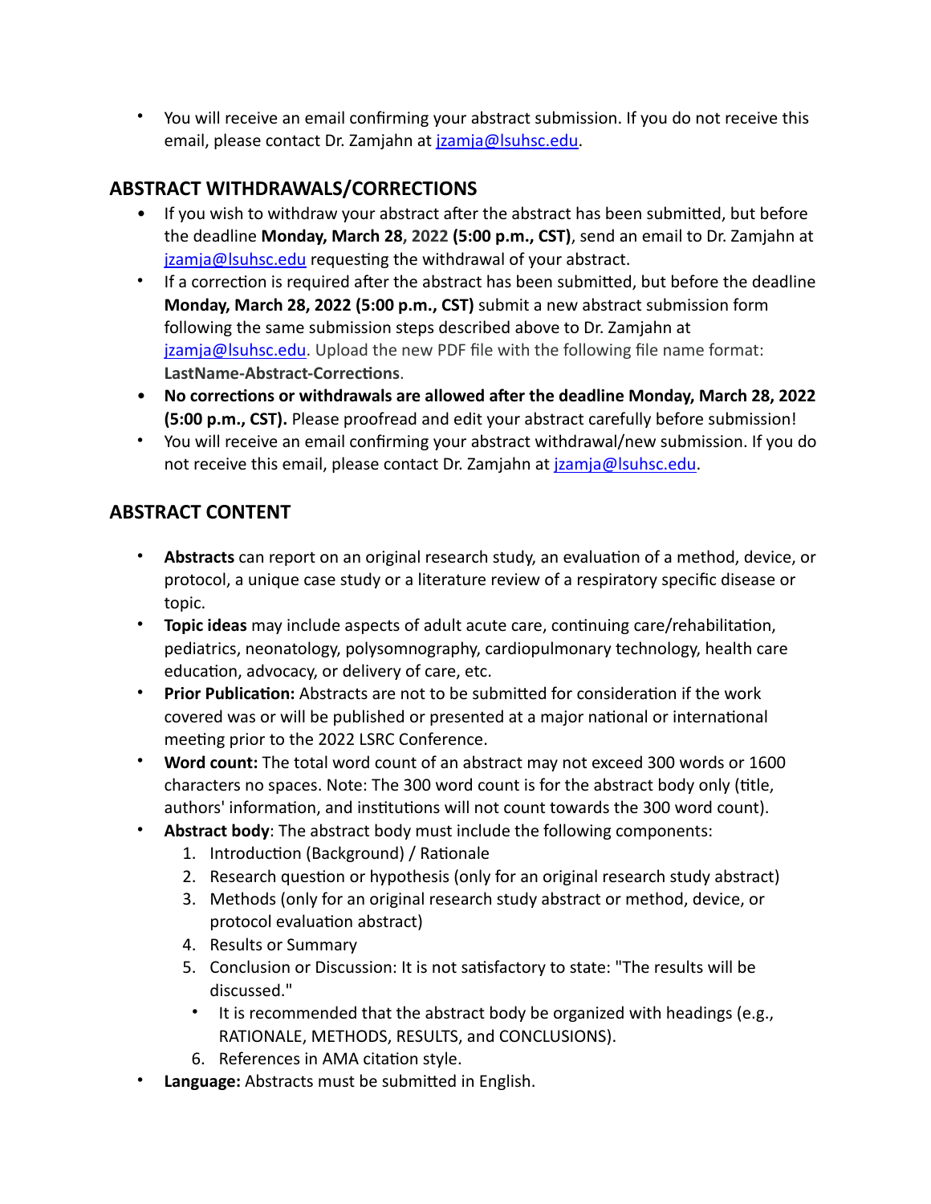- You will receive an email confirming your abstract submission. If you do not receive this email, please contact Dr. Zamjahn at [jzamja@lsuhsc.edu](mailto:jzamja@lsuhsc.edu).

## ABSTRACT WITHDRAWALS/CORRECTIONS

- If you wish to withdraw your abstract after the abstract has been submitted, but before the deadline **Monday, March 28, 2022 (5:00 p.m., CST)**, send an email to Dr. Zamjahn at [jzamja@lsuhsc.edu](mailto:jzamja@lsuhsc.edu) requesting the withdrawal of your abstract.
- If a correction is required after the abstract has been submitted, but before the deadline **Monday, March 28, 2022 (5:00 p.m., CST)** submit a new abstract submission form following the same submission steps described above to Dr. Zamjahn at [jzamja@lsuhsc.edu](mailto:jzamja@lsuhsc.edu). Upload the new PDF file with the following file name format: **LastName-Abstract-Corrections**.
- **No corrections or withdrawals are allowed after the deadline Monday, March 28, 2022 (5:00 p.m., CST).** Please proofread and edit your abstract carefully before submission!
- You will receive an email confirming your abstract withdrawal/new submission. If you do not receive this email, please contact Dr. Zamjahn at [jzamja@lsuhsc.edu](mailto:jzamja@lsuhsc.edu).

## ABSTRACT CONTENT

- **Abstracts** can report on an original research study, an evaluation of a method, device, or protocol, a unique case study or a literature review of a respiratory specific disease or topic.
- **Topic ideas** may include aspects of adult acute care, continuing care/rehabilitation, pediatrics, neonatology, polysomnography, cardiopulmonary technology, health care education, advocacy, or delivery of care, etc.
- **Prior Publication:** Abstracts are not to be submitted for consideration if the work covered was or will be published or presented at a major national or international meeting prior to the 2022 LSRC Conference.
- **Word count:** The total word count of an abstract may not exceed 300 words or 1600 characters no spaces. Note: The 300 word count is for the abstract body only (title, authors' information, and institutions will not count towards the 300 word count).
- **Abstract body**: The abstract body must include the following components:
  1. Introduction (Background) / Rationale
  2. Research question or hypothesis (only for an original research study abstract)
  3. Methods (only for an original research study abstract or method, device, or protocol evaluation abstract)
  4. Results or Summary
  5. Conclusion or Discussion: It is not satisfactory to state: "The results will be discussed."
     - It is recommended that the abstract body be organized with headings (e.g., RATIONALE, METHODS, RESULTS, and CONCLUSIONS).
  6. References in AMA citation style.
- **Language:** Abstracts must be submitted in English.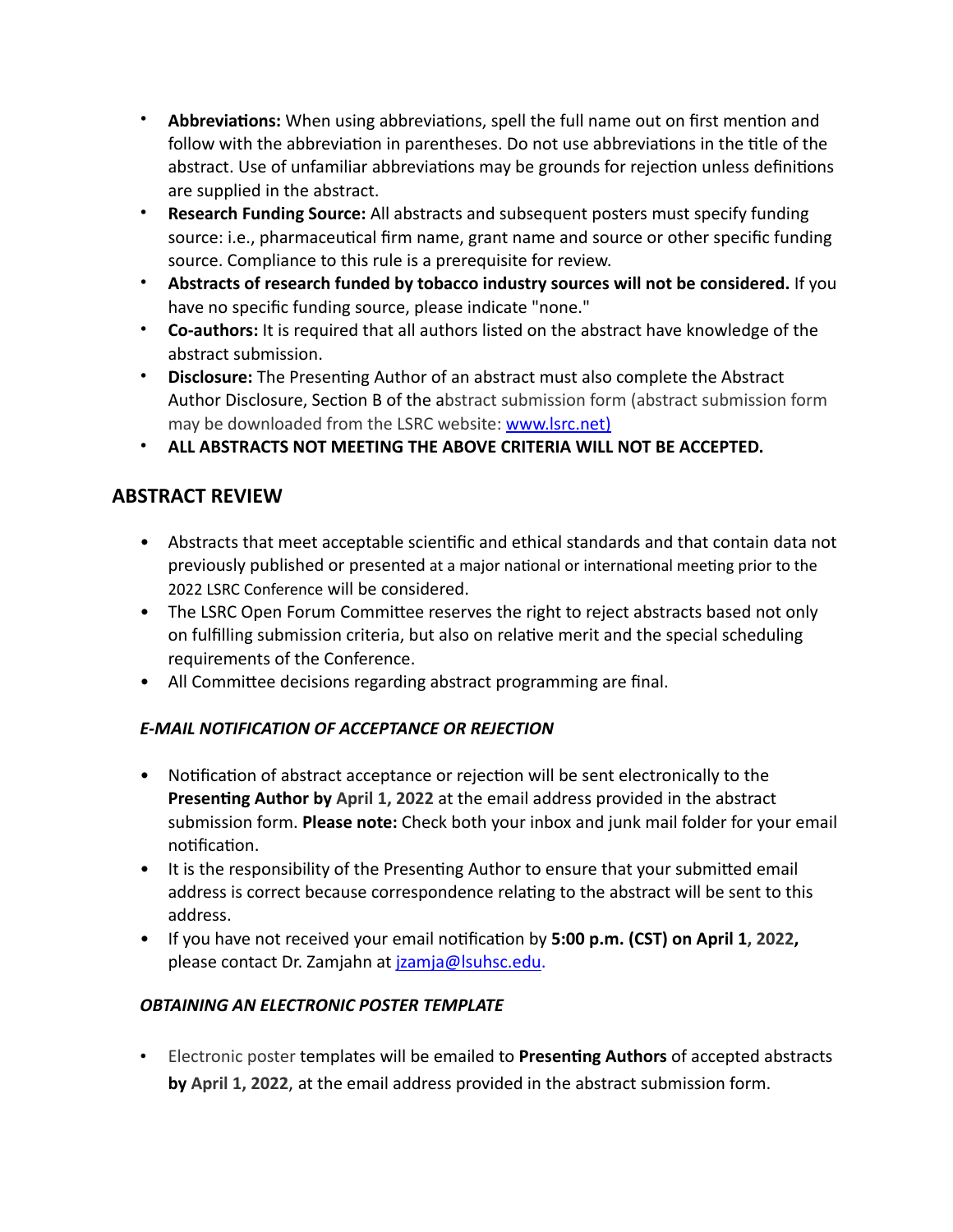- **Abbreviations:** When using abbreviations, spell the full name out on first mention and follow with the abbreviation in parentheses. Do not use abbreviations in the title of the abstract. Use of unfamiliar abbreviations may be grounds for rejection unless definitions are supplied in the abstract.
- **Research Funding Source:** All abstracts and subsequent posters must specify funding source: i.e., pharmaceutical firm name, grant name and source or other specific funding source. Compliance to this rule is a prerequisite for review.
- **Abstracts of research funded by tobacco industry sources will not be considered.** If you have no specific funding source, please indicate "none."
- **Co-authors:** It is required that all authors listed on the abstract have knowledge of the abstract submission.
- **Disclosure:** The Presenting Author of an abstract must also complete the Abstract Author Disclosure, Section B of the abstract submission form (abstract submission form may be downloaded from the LSRC website: [www.lsrc.net)](www.lsrc.net)
- **ALL ABSTRACTS NOT MEETING THE ABOVE CRITERIA WILL NOT BE ACCEPTED.**

## ABSTRACT REVIEW

- Abstracts that meet acceptable scientific and ethical standards and that contain data not previously published or presented at a major national or international meeting prior to the 2022 LSRC Conference will be considered.
- The LSRC Open Forum Committee reserves the right to reject abstracts based not only on fulfilling submission criteria, but also on relative merit and the special scheduling requirements of the Conference.
- All Committee decisions regarding abstract programming are final.

### *E-MAIL NOTIFICATION OF ACCEPTANCE OR REJECTION*

- Notification of abstract acceptance or rejection will be sent electronically to the **Presenting Author by April 1, 2022** at the email address provided in the abstract submission form. **Please note:** Check both your inbox and junk mail folder for your email notification.
- It is the responsibility of the Presenting Author to ensure that your submitted email address is correct because correspondence relating to the abstract will be sent to this address.
- If you have not received your email notification by **5:00 p.m. (CST) on April 1, 2022,** please contact Dr. Zamjahn at [jzamja@lsuhsc.edu](mailto:jzamja@lsuhsc.edu).

### *OBTAINING AN ELECTRONIC POSTER TEMPLATE*

- Electronic poster templates will be emailed to **Presenting Authors** of accepted abstracts **by April 1, 2022**, at the email address provided in the abstract submission form.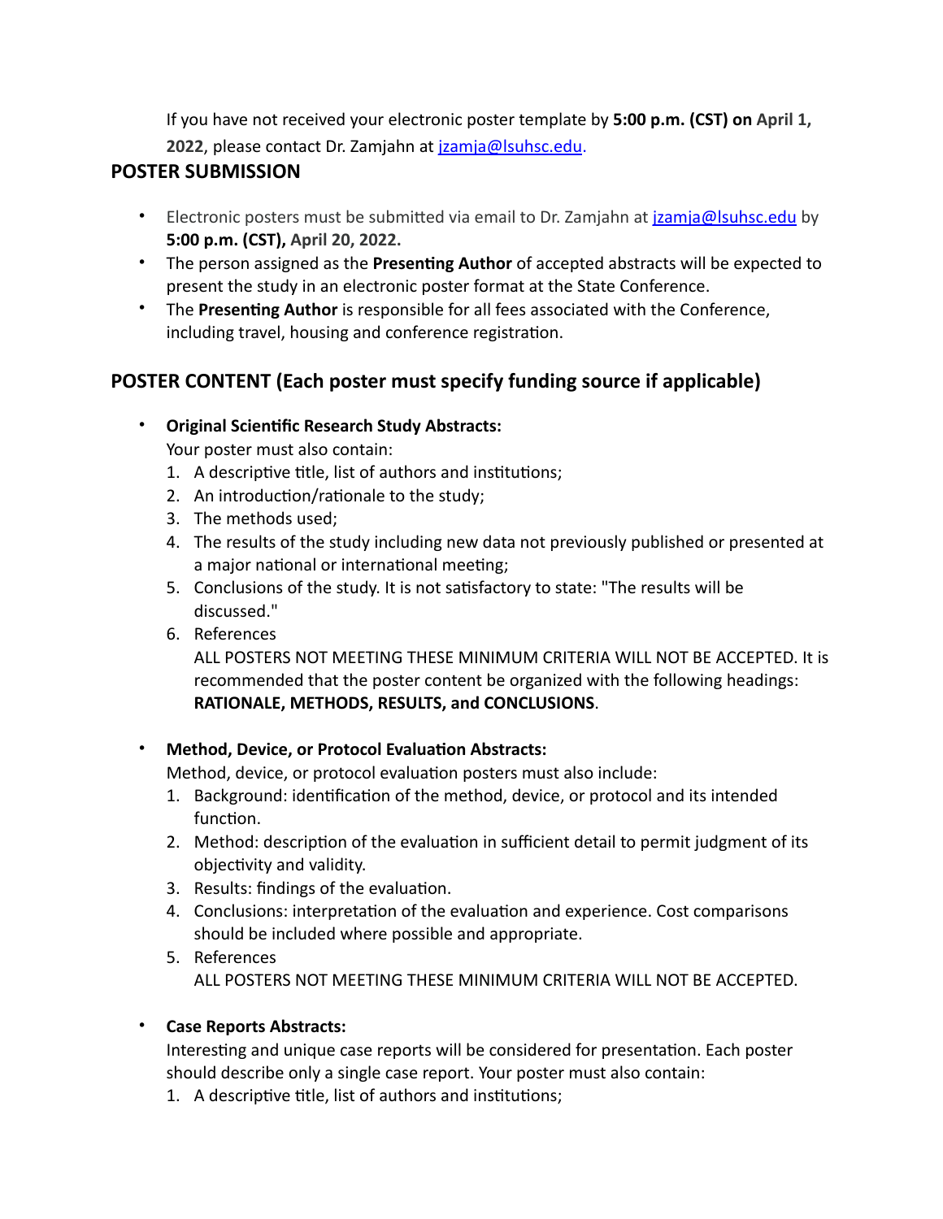If you have not received your electronic poster template by **5:00 p.m. (CST) on** April 1, 2022, please contact Dr. Zamjahn at jzamja@lsuhsc.edu.

## POSTER SUBMISSION

- Electronic posters must be submitted via email to Dr. Zamjahn at jzamja@lsuhsc.edu by **5:00 p.m. (CST), April 20, 2022.**
- The person assigned as the **Presenting Author** of accepted abstracts will be expected to present the study in an electronic poster format at the State Conference.
- The **Presenting Author** is responsible for all fees associated with the Conference, including travel, housing and conference registration.

## POSTER CONTENT (Each poster must specify funding source if applicable)

- **Original Scientific Research Study Abstracts:**
  Your poster must also contain:
  1. A descriptive title, list of authors and institutions;
  2. An introduction/rationale to the study;
  3. The methods used;
  4. The results of the study including new data not previously published or presented at a major national or international meeting;
  5. Conclusions of the study. It is not satisfactory to state: "The results will be discussed."
  6. References

     ALL POSTERS NOT MEETING THESE MINIMUM CRITERIA WILL NOT BE ACCEPTED. It is recommended that the poster content be organized with the following headings: **RATIONALE, METHODS, RESULTS, and CONCLUSIONS**.

- **Method, Device, or Protocol Evaluation Abstracts:**
  Method, device, or protocol evaluation posters must also include:
  1. Background: identification of the method, device, or protocol and its intended function.
  2. Method: description of the evaluation in sufficient detail to permit judgment of its objectivity and validity.
  3. Results: findings of the evaluation.
  4. Conclusions: interpretation of the evaluation and experience. Cost comparisons should be included where possible and appropriate.
  5. References

     ALL POSTERS NOT MEETING THESE MINIMUM CRITERIA WILL NOT BE ACCEPTED.

- **Case Reports Abstracts:**
  Interesting and unique case reports will be considered for presentation. Each poster should describe only a single case report. Your poster must also contain:
  1. A descriptive title, list of authors and institutions;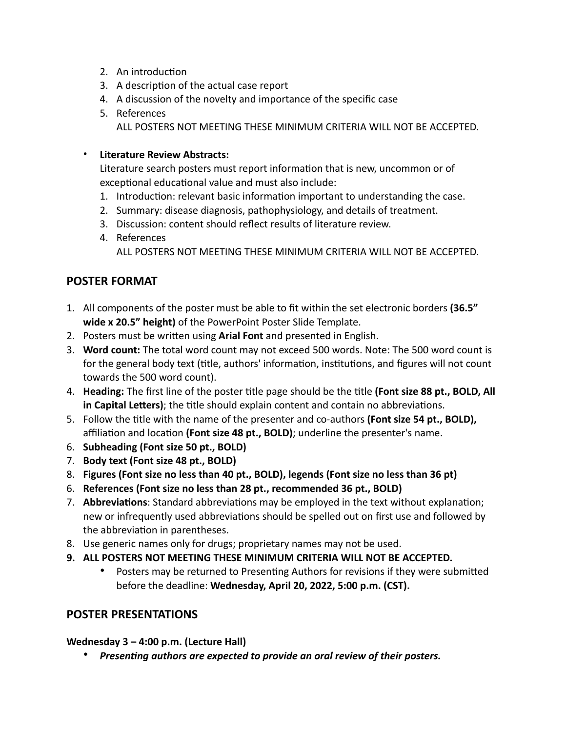2. An introduction
3. A description of the actual case report
4. A discussion of the novelty and importance of the specific case
5. References
   ALL POSTERS NOT MEETING THESE MINIMUM CRITERIA WILL NOT BE ACCEPTED.

- **Literature Review Abstracts:**
  Literature search posters must report information that is new, uncommon or of exceptional educational value and must also include:
  1. Introduction: relevant basic information important to understanding the case.
  2. Summary: disease diagnosis, pathophysiology, and details of treatment.
  3. Discussion: content should reflect results of literature review.
  4. References
     ALL POSTERS NOT MEETING THESE MINIMUM CRITERIA WILL NOT BE ACCEPTED.

## POSTER FORMAT

1. All components of the poster must be able to fit within the set electronic borders **(36.5" wide x 20.5" height)** of the PowerPoint Poster Slide Template.
2. Posters must be written using **Arial Font** and presented in English.
3. **Word count:** The total word count may not exceed 500 words. Note: The 500 word count is for the general body text (title, authors' information, institutions, and figures will not count towards the 500 word count).
4. **Heading:** The first line of the poster title page should be the title **(Font size 88 pt., BOLD, All in Capital Letters)**; the title should explain content and contain no abbreviations.
5. Follow the title with the name of the presenter and co-authors **(Font size 54 pt., BOLD),** affiliation and location **(Font size 48 pt., BOLD)**; underline the presenter's name.
6. **Subheading (Font size 50 pt., BOLD)**
7. **Body text (Font size 48 pt., BOLD)**
8. **Figures (Font size no less than 40 pt., BOLD), legends (Font size no less than 36 pt)**
6. **References (Font size no less than 28 pt., recommended 36 pt., BOLD)**
7. **Abbreviations**: Standard abbreviations may be employed in the text without explanation; new or infrequently used abbreviations should be spelled out on first use and followed by the abbreviation in parentheses.
8. Use generic names only for drugs; proprietary names may not be used.
9. **ALL POSTERS NOT MEETING THESE MINIMUM CRITERIA WILL NOT BE ACCEPTED.**
   - Posters may be returned to Presenting Authors for revisions if they were submitted before the deadline: **Wednesday, April 20, 2022, 5:00 p.m. (CST).**

## POSTER PRESENTATIONS

**Wednesday 3 – 4:00 p.m. (Lecture Hall)**

- ***Presenting authors are expected to provide an oral review of their posters.***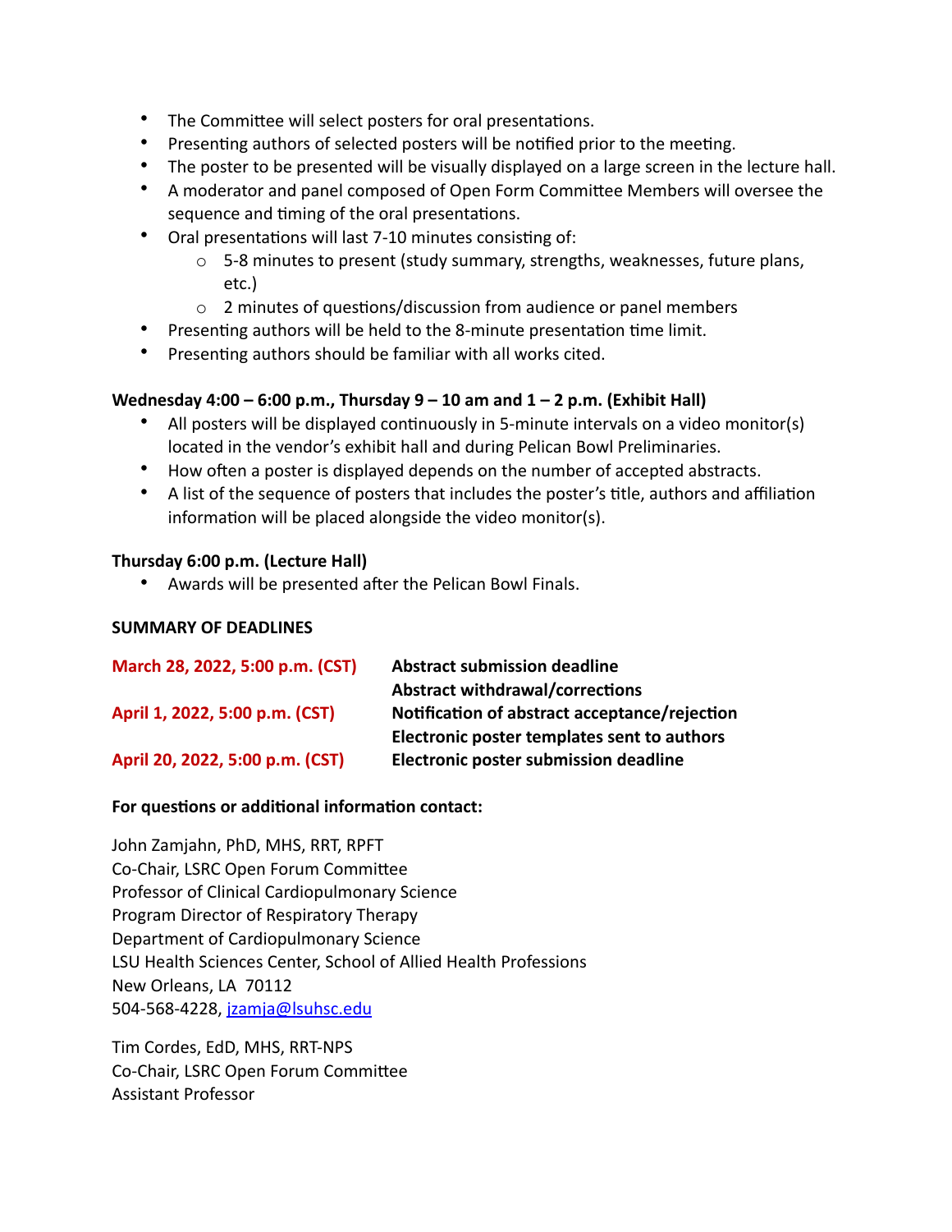- The Committee will select posters for oral presentations.
- Presenting authors of selected posters will be notified prior to the meeting.
- The poster to be presented will be visually displayed on a large screen in the lecture hall.
- A moderator and panel composed of Open Form Committee Members will oversee the sequence and timing of the oral presentations.
- Oral presentations will last 7-10 minutes consisting of:
  - 5-8 minutes to present (study summary, strengths, weaknesses, future plans, etc.)
  - 2 minutes of questions/discussion from audience or panel members
- Presenting authors will be held to the 8-minute presentation time limit.
- Presenting authors should be familiar with all works cited.

**Wednesday 4:00 – 6:00 p.m., Thursday 9 – 10 am and 1 – 2 p.m. (Exhibit Hall)**

- All posters will be displayed continuously in 5-minute intervals on a video monitor(s) located in the vendor's exhibit hall and during Pelican Bowl Preliminaries.
- How often a poster is displayed depends on the number of accepted abstracts.
- A list of the sequence of posters that includes the poster's title, authors and affiliation information will be placed alongside the video monitor(s).

**Thursday 6:00 p.m. (Lecture Hall)**

- Awards will be presented after the Pelican Bowl Finals.

**SUMMARY OF DEADLINES**

| | |
|---|---|
| **March 28, 2022, 5:00 p.m. (CST)** | **Abstract submission deadline** |
| | **Abstract withdrawal/corrections** |
| **April 1, 2022, 5:00 p.m. (CST)** | **Notification of abstract acceptance/rejection** |
| | **Electronic poster templates sent to authors** |
| **April 20, 2022, 5:00 p.m. (CST)** | **Electronic poster submission deadline** |

**For questions or additional information contact:**

John Zamjahn, PhD, MHS, RRT, RPFT
Co-Chair, LSRC Open Forum Committee
Professor of Clinical Cardiopulmonary Science
Program Director of Respiratory Therapy
Department of Cardiopulmonary Science
LSU Health Sciences Center, School of Allied Health Professions
New Orleans, LA 70112
504-568-4228, jzamja@lsuhsc.edu

Tim Cordes, EdD, MHS, RRT-NPS
Co-Chair, LSRC Open Forum Committee
Assistant Professor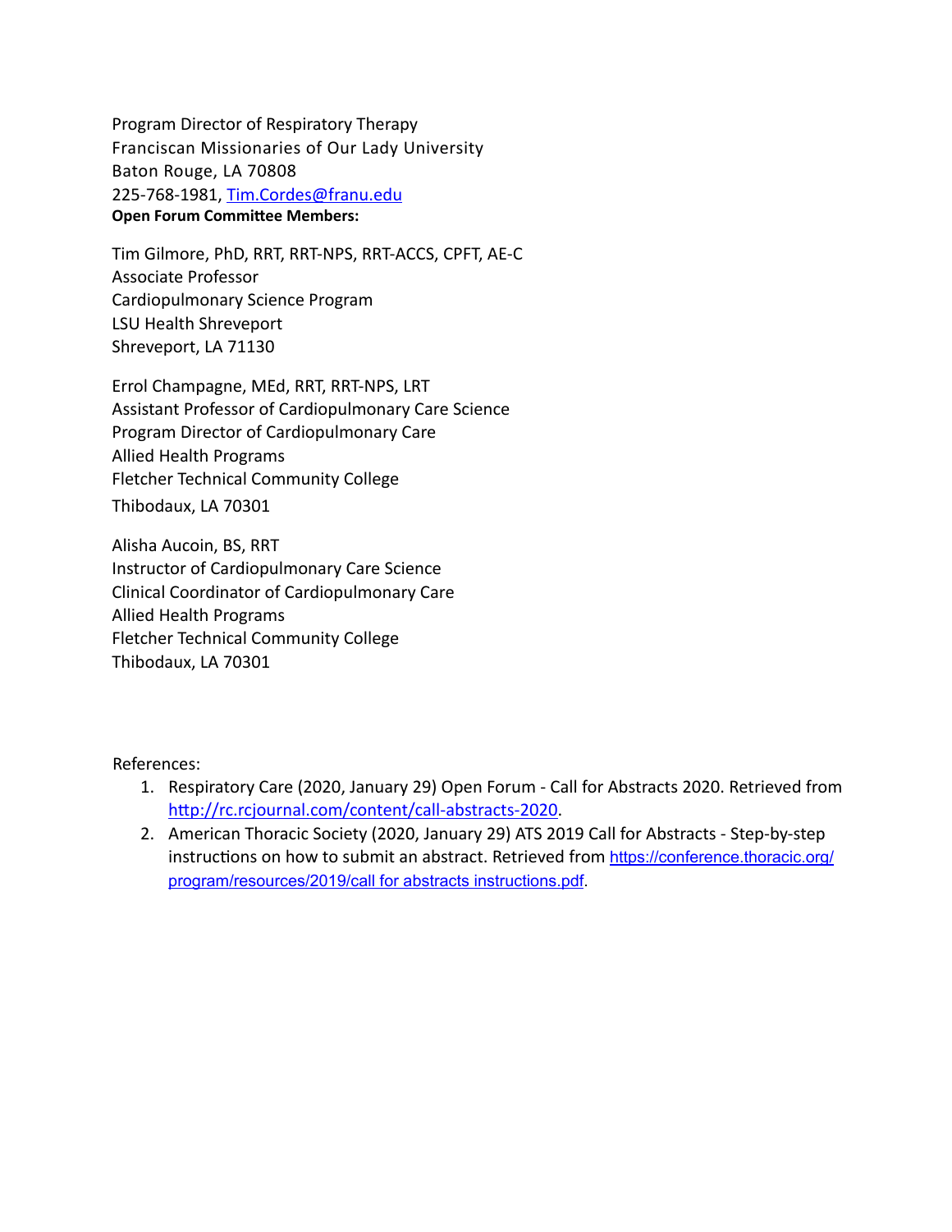Program Director of Respiratory Therapy
Franciscan Missionaries of Our Lady University
Baton Rouge, LA 70808
225-768-1981, Tim.Cordes@franu.edu

**Open Forum Committee Members:**

Tim Gilmore, PhD, RRT, RRT-NPS, RRT-ACCS, CPFT, AE-C
Associate Professor
Cardiopulmonary Science Program
LSU Health Shreveport
Shreveport, LA 71130

Errol Champagne, MEd, RRT, RRT-NPS, LRT
Assistant Professor of Cardiopulmonary Care Science
Program Director of Cardiopulmonary Care
Allied Health Programs
Fletcher Technical Community College
Thibodaux, LA 70301

Alisha Aucoin, BS, RRT
Instructor of Cardiopulmonary Care Science
Clinical Coordinator of Cardiopulmonary Care
Allied Health Programs
Fletcher Technical Community College
Thibodaux, LA 70301

References:

1. Respiratory Care (2020, January 29) Open Forum - Call for Abstracts 2020. Retrieved from http://rc.rcjournal.com/content/call-abstracts-2020.
2. American Thoracic Society (2020, January 29) ATS 2019 Call for Abstracts - Step-by-step instructions on how to submit an abstract. Retrieved from https://conference.thoracic.org/program/resources/2019/call for abstracts instructions.pdf.